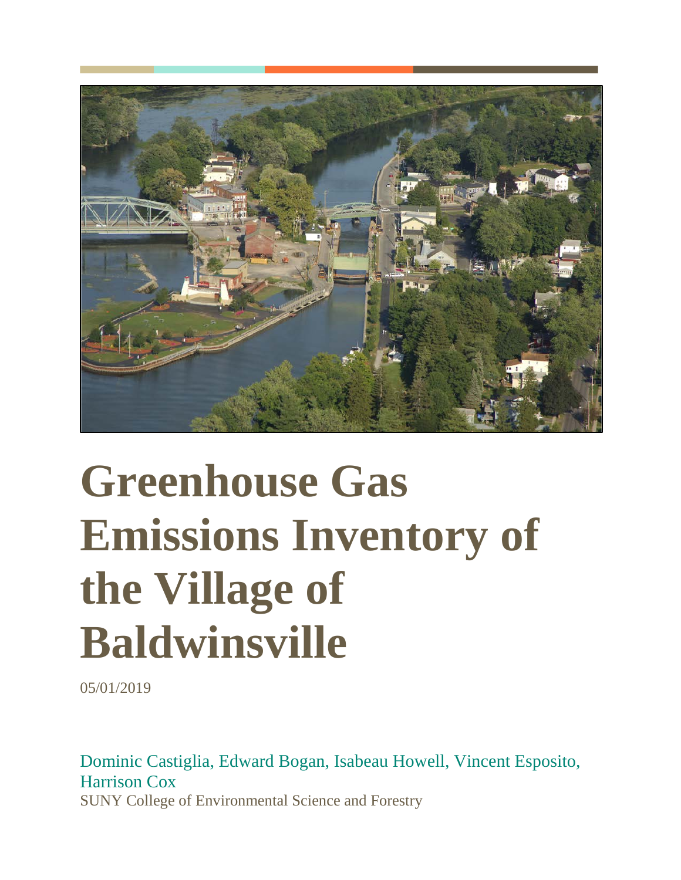# Greenhouse Gas Emissions Inventory of the Village of Baldwinsville

05/01/2019

Dominic Castiglia, Edward Bogan, Isabeau Howell, Vincent Esposito, Harrison Cox

SUNY College of Environmental Science and Forestry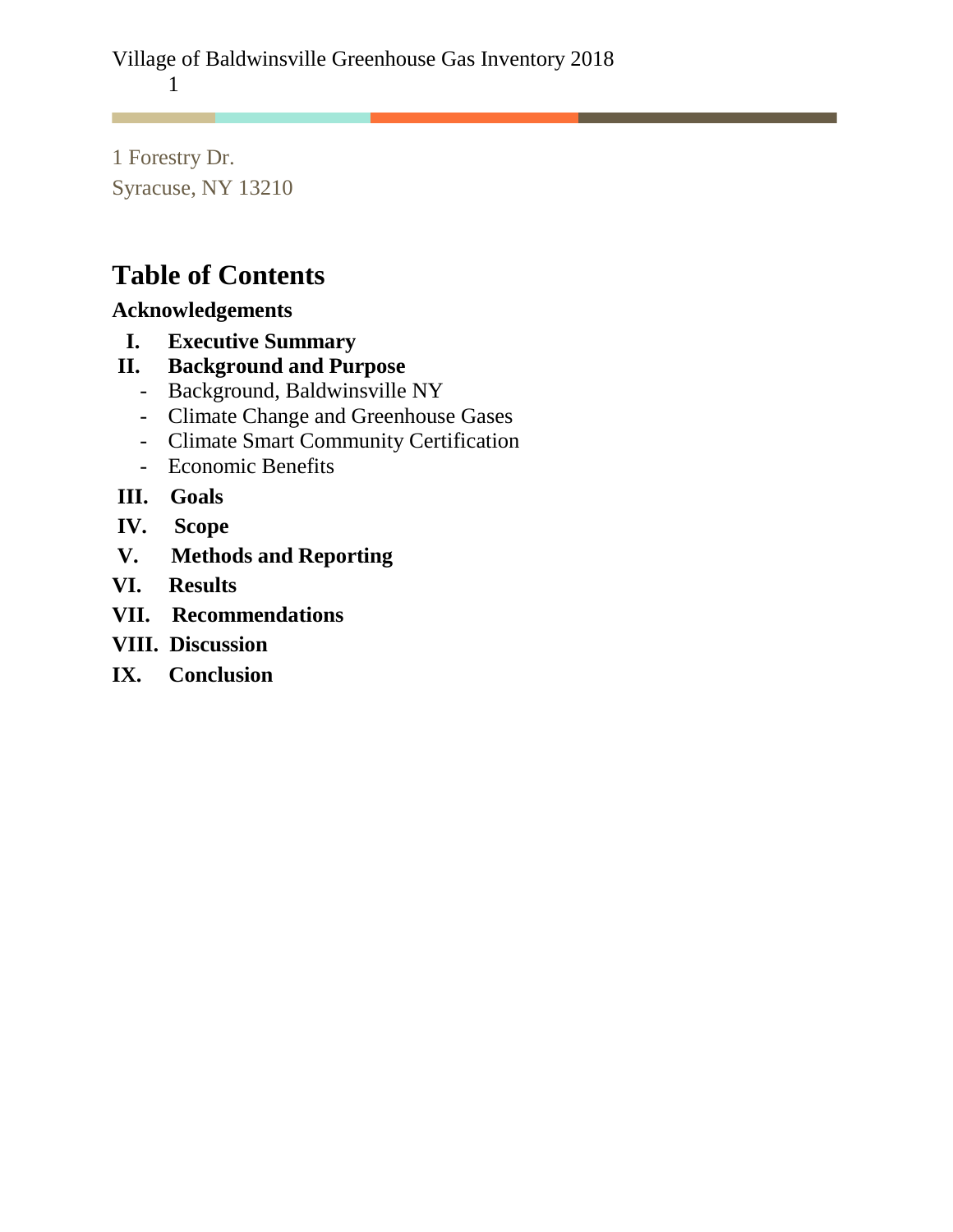1 Forestry Dr.

Syracuse, NY 13210

# Table of Contents

**Acknowledgements**

- **I. Executive Summary**
- **II. Background and Purpose**
  - Background, Baldwinsville NY
  - Climate Change and Greenhouse Gases
  - Climate Smart Community Certification
  - Economic Benefits
- **III. Goals**
- **IV. Scope**
- **V. Methods and Reporting**
- **VI. Results**
- **VII. Recommendations**
- **VIII. Discussion**
- **IX. Conclusion**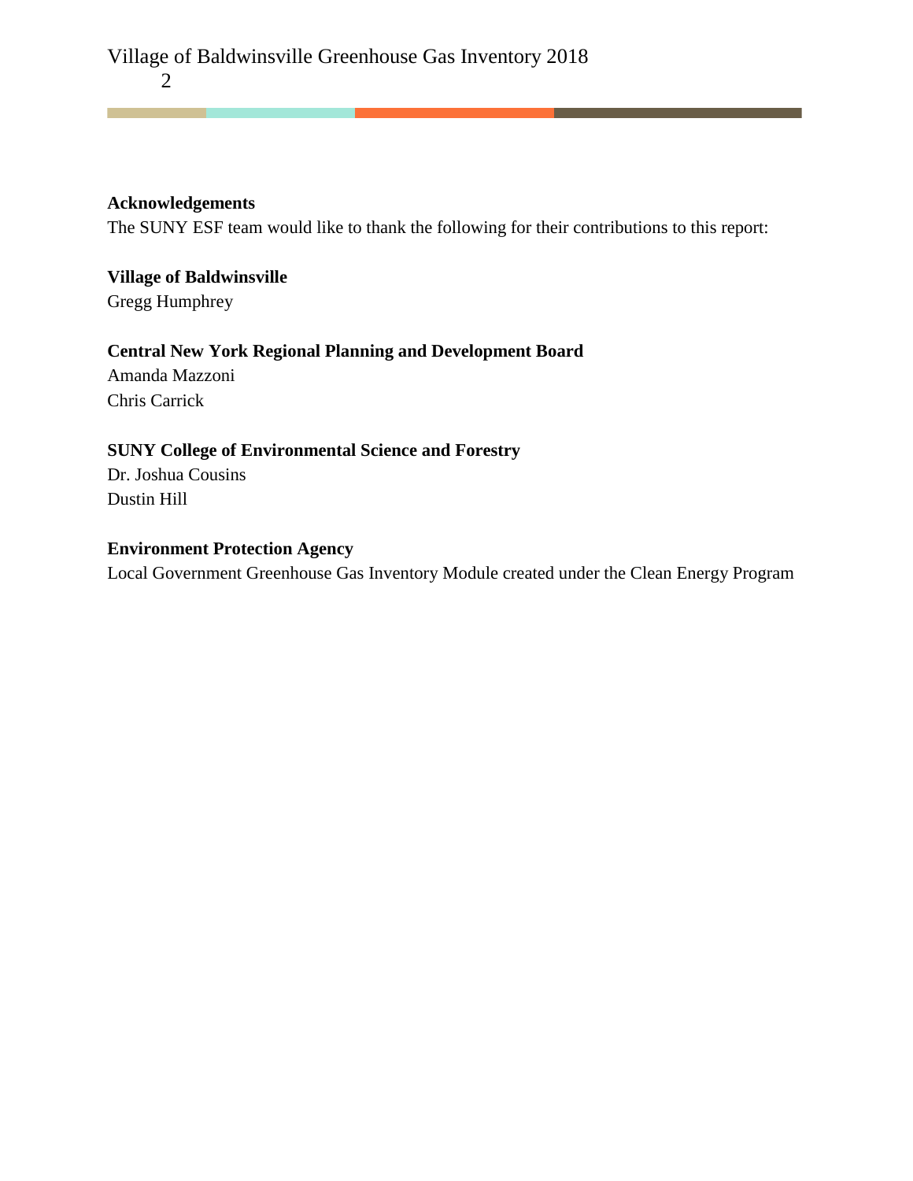**Acknowledgements**

The SUNY ESF team would like to thank the following for their contributions to this report:

**Village of Baldwinsville**

Gregg Humphrey

**Central New York Regional Planning and Development Board**

Amanda Mazzoni

Chris Carrick

**SUNY College of Environmental Science and Forestry**

Dr. Joshua Cousins

Dustin Hill

**Environment Protection Agency**

Local Government Greenhouse Gas Inventory Module created under the Clean Energy Program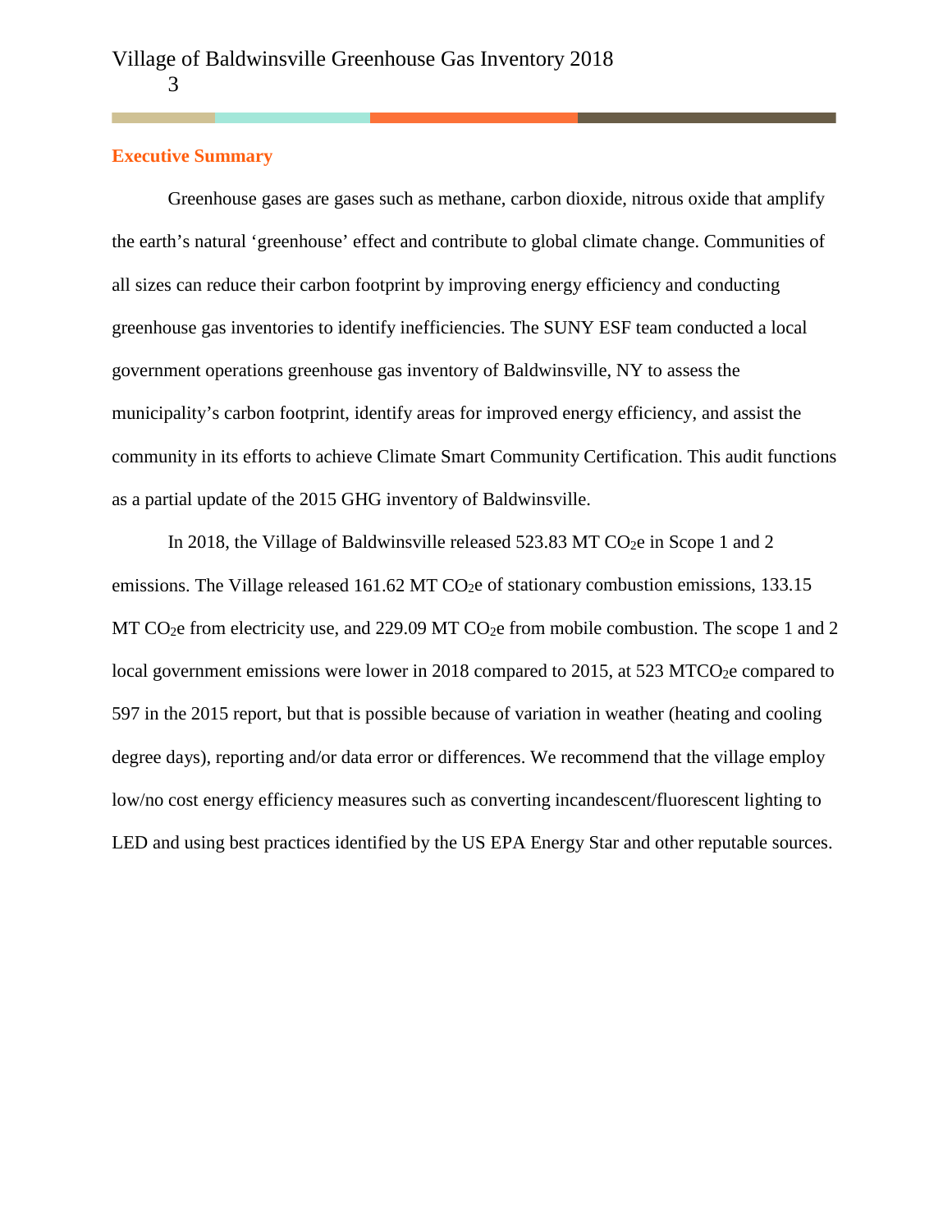## Executive Summary

Greenhouse gases are gases such as methane, carbon dioxide, nitrous oxide that amplify the earth's natural 'greenhouse' effect and contribute to global climate change. Communities of all sizes can reduce their carbon footprint by improving energy efficiency and conducting greenhouse gas inventories to identify inefficiencies. The SUNY ESF team conducted a local government operations greenhouse gas inventory of Baldwinsville, NY to assess the municipality's carbon footprint, identify areas for improved energy efficiency, and assist the community in its efforts to achieve Climate Smart Community Certification. This audit functions as a partial update of the 2015 GHG inventory of Baldwinsville.

In 2018, the Village of Baldwinsville released 523.83 MT $CO_2e$ in Scope 1 and 2 emissions. The Village released 161.62 MT $CO_2e$ of stationary combustion emissions, 133.15 MT $CO_2e$ from electricity use, and 229.09 MT $CO_2e$ from mobile combustion. The scope 1 and 2 local government emissions were lower in 2018 compared to 2015, at 523 MT$CO_2e$ compared to 597 in the 2015 report, but that is possible because of variation in weather (heating and cooling degree days), reporting and/or data error or differences. We recommend that the village employ low/no cost energy efficiency measures such as converting incandescent/fluorescent lighting to LED and using best practices identified by the US EPA Energy Star and other reputable sources.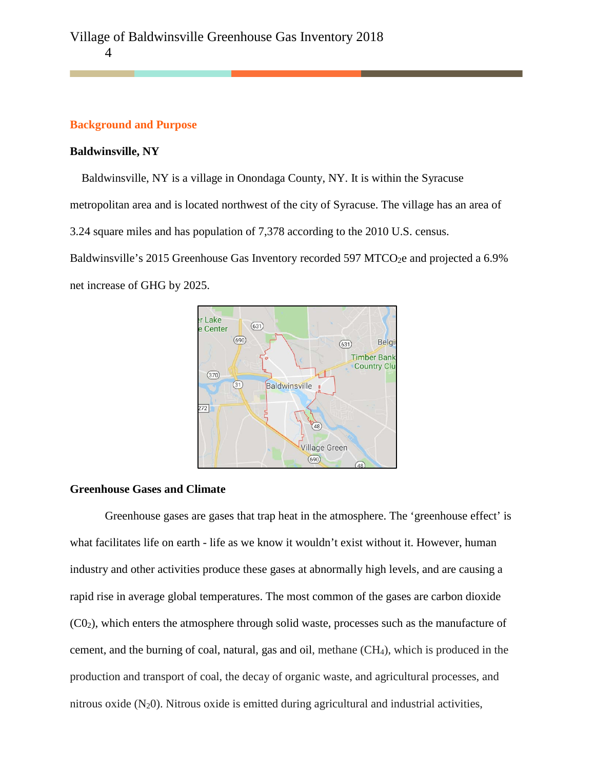## Background and Purpose

### Baldwinsville, NY

Baldwinsville, NY is a village in Onondaga County, NY. It is within the Syracuse metropolitan area and is located northwest of the city of Syracuse. The village has an area of 3.24 square miles and has population of 7,378 according to the 2010 U.S. census. Baldwinsville's 2015 Greenhouse Gas Inventory recorded 597 $MTCO_2e$ and projected a 6.9% net increase of GHG by 2025.

### Greenhouse Gases and Climate

Greenhouse gases are gases that trap heat in the atmosphere. The 'greenhouse effect' is what facilitates life on earth - life as we know it wouldn't exist without it. However, human industry and other activities produce these gases at abnormally high levels, and are causing a rapid rise in average global temperatures. The most common of the gases are carbon dioxide ($C0_2$), which enters the atmosphere through solid waste, processes such as the manufacture of cement, and the burning of coal, natural, gas and oil, methane ($CH_4$), which is produced in the production and transport of coal, the decay of organic waste, and agricultural processes, and nitrous oxide ($N_20$). Nitrous oxide is emitted during agricultural and industrial activities,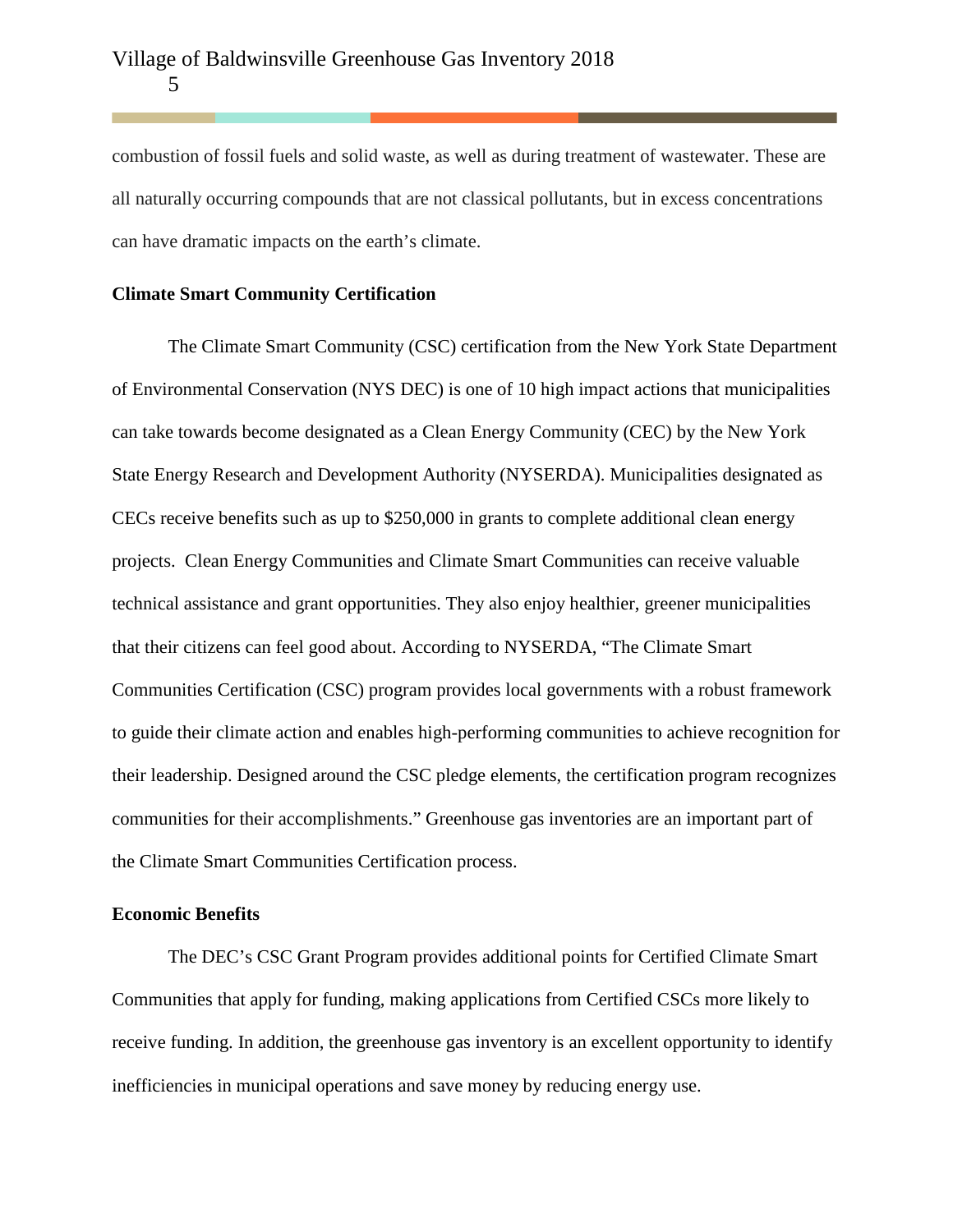combustion of fossil fuels and solid waste, as well as during treatment of wastewater. These are all naturally occurring compounds that are not classical pollutants, but in excess concentrations can have dramatic impacts on the earth's climate.

**Climate Smart Community Certification**

The Climate Smart Community (CSC) certification from the New York State Department of Environmental Conservation (NYS DEC) is one of 10 high impact actions that municipalities can take towards become designated as a Clean Energy Community (CEC) by the New York State Energy Research and Development Authority (NYSERDA). Municipalities designated as CECs receive benefits such as up to $250,000 in grants to complete additional clean energy projects. Clean Energy Communities and Climate Smart Communities can receive valuable technical assistance and grant opportunities. They also enjoy healthier, greener municipalities that their citizens can feel good about. According to NYSERDA, "The Climate Smart Communities Certification (CSC) program provides local governments with a robust framework to guide their climate action and enables high-performing communities to achieve recognition for their leadership. Designed around the CSC pledge elements, the certification program recognizes communities for their accomplishments." Greenhouse gas inventories are an important part of the Climate Smart Communities Certification process.

**Economic Benefits**

The DEC's CSC Grant Program provides additional points for Certified Climate Smart Communities that apply for funding, making applications from Certified CSCs more likely to receive funding. In addition, the greenhouse gas inventory is an excellent opportunity to identify inefficiencies in municipal operations and save money by reducing energy use.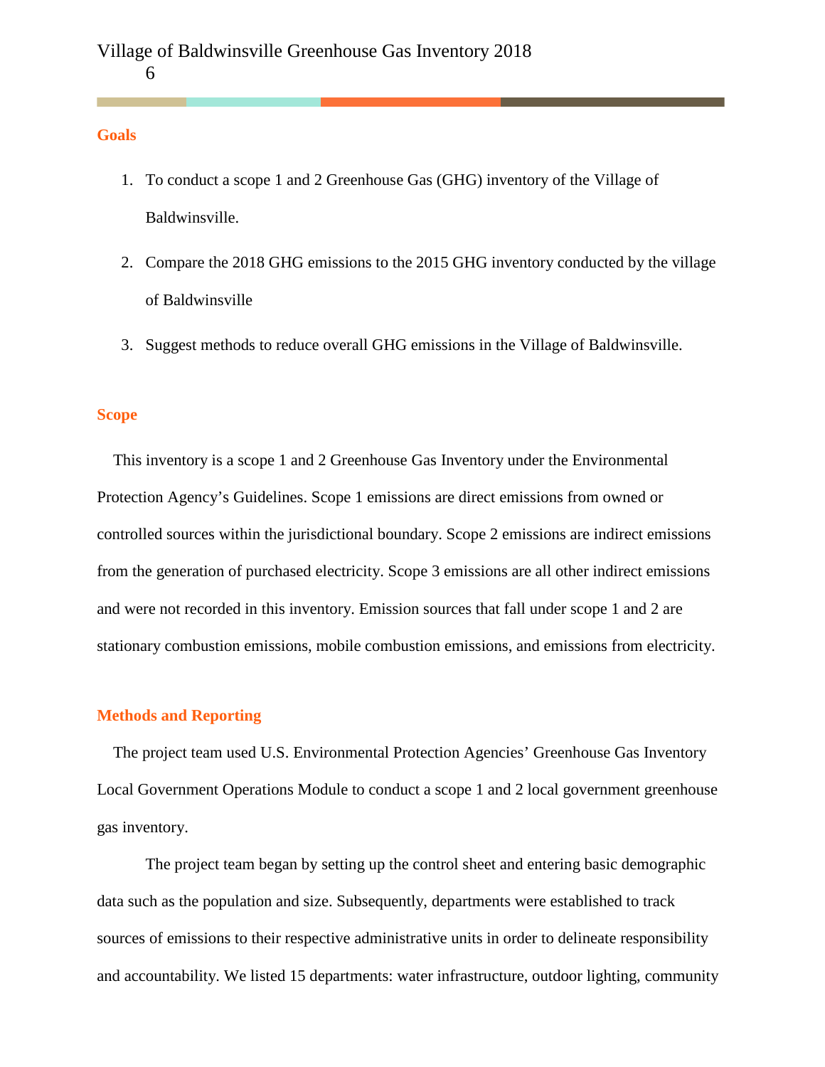## Goals

1. To conduct a scope 1 and 2 Greenhouse Gas (GHG) inventory of the Village of Baldwinsville.
2. Compare the 2018 GHG emissions to the 2015 GHG inventory conducted by the village of Baldwinsville
3. Suggest methods to reduce overall GHG emissions in the Village of Baldwinsville.

## Scope

This inventory is a scope 1 and 2 Greenhouse Gas Inventory under the Environmental Protection Agency's Guidelines. Scope 1 emissions are direct emissions from owned or controlled sources within the jurisdictional boundary. Scope 2 emissions are indirect emissions from the generation of purchased electricity. Scope 3 emissions are all other indirect emissions and were not recorded in this inventory. Emission sources that fall under scope 1 and 2 are stationary combustion emissions, mobile combustion emissions, and emissions from electricity.

## Methods and Reporting

The project team used U.S. Environmental Protection Agencies' Greenhouse Gas Inventory Local Government Operations Module to conduct a scope 1 and 2 local government greenhouse gas inventory.

The project team began by setting up the control sheet and entering basic demographic data such as the population and size. Subsequently, departments were established to track sources of emissions to their respective administrative units in order to delineate responsibility and accountability. We listed 15 departments: water infrastructure, outdoor lighting, community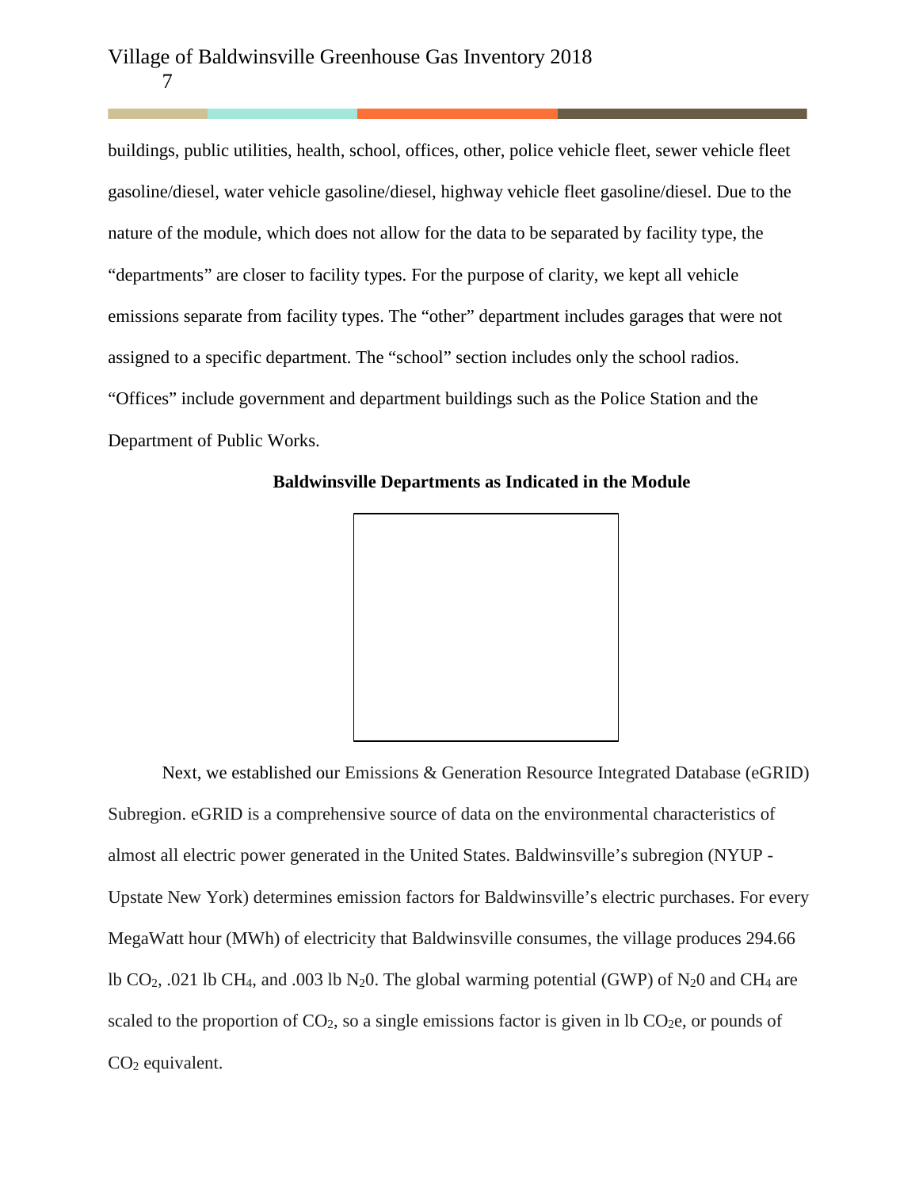buildings, public utilities, health, school, offices, other, police vehicle fleet, sewer vehicle fleet gasoline/diesel, water vehicle gasoline/diesel, highway vehicle fleet gasoline/diesel. Due to the nature of the module, which does not allow for the data to be separated by facility type, the "departments" are closer to facility types. For the purpose of clarity, we kept all vehicle emissions separate from facility types. The "other" department includes garages that were not assigned to a specific department. The "school" section includes only the school radios. "Offices" include government and department buildings such as the Police Station and the Department of Public Works.

**Baldwinsville Departments as Indicated in the Module**

Next, we established our Emissions & Generation Resource Integrated Database (eGRID) Subregion. eGRID is a comprehensive source of data on the environmental characteristics of almost all electric power generated in the United States. Baldwinsville's subregion (NYUP - Upstate New York) determines emission factors for Baldwinsville's electric purchases. For every MegaWatt hour (MWh) of electricity that Baldwinsville consumes, the village produces 294.66 lb $CO_2$, .021 lb $CH_4$, and .003 lb $N_20$. The global warming potential (GWP) of $N_20$ and $CH_4$ are scaled to the proportion of $CO_2$, so a single emissions factor is given in lb $CO_2e$, or pounds of $CO_2$ equivalent.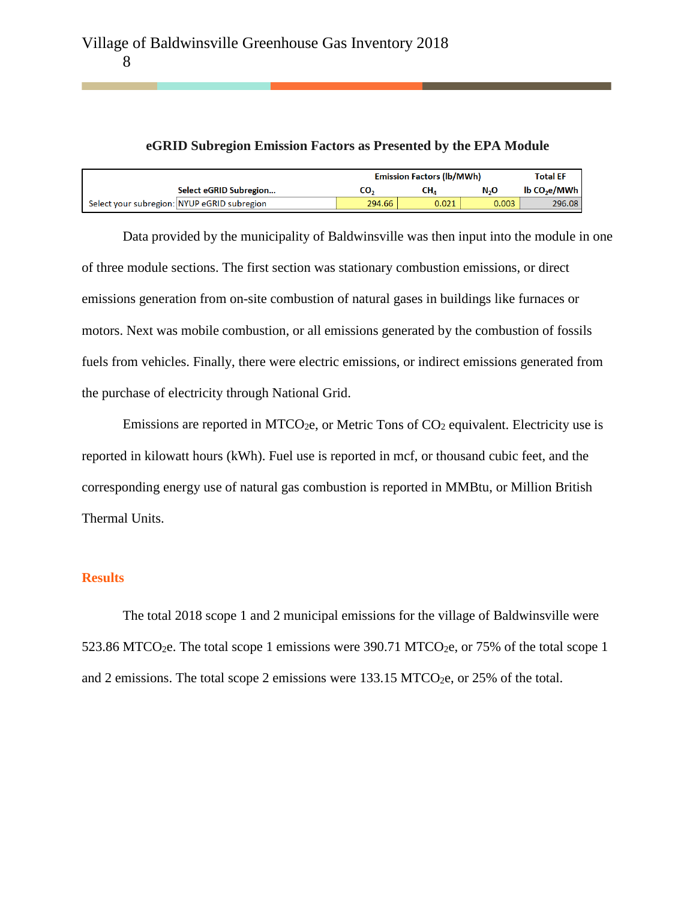**eGRID Subregion Emission Factors as Presented by the EPA Module**

| | | Emission Factors (lb/MWh) | | | Total EF |
|---|---|---|---|---|---|
| | Select eGRID Subregion... | $CO_2$ | $CH_4$ | $N_2O$ | lb $CO_2$e/MWh |
| Select your subregion: | NYUP eGRID subregion | 294.66 | 0.021 | 0.003 | 296.08 |

Data provided by the municipality of Baldwinsville was then input into the module in one of three module sections. The first section was stationary combustion emissions, or direct emissions generation from on-site combustion of natural gases in buildings like furnaces or motors. Next was mobile combustion, or all emissions generated by the combustion of fossils fuels from vehicles. Finally, there were electric emissions, or indirect emissions generated from the purchase of electricity through National Grid.

Emissions are reported in $MTCO_2e$, or Metric Tons of $CO_2$ equivalent. Electricity use is reported in kilowatt hours (kWh). Fuel use is reported in mcf, or thousand cubic feet, and the corresponding energy use of natural gas combustion is reported in MMBtu, or Million British Thermal Units.

## Results

The total 2018 scope 1 and 2 municipal emissions for the village of Baldwinsville were 523.86 $MTCO_2e$. The total scope 1 emissions were 390.71 $MTCO_2e$, or 75% of the total scope 1 and 2 emissions. The total scope 2 emissions were 133.15 $MTCO_2e$, or 25% of the total.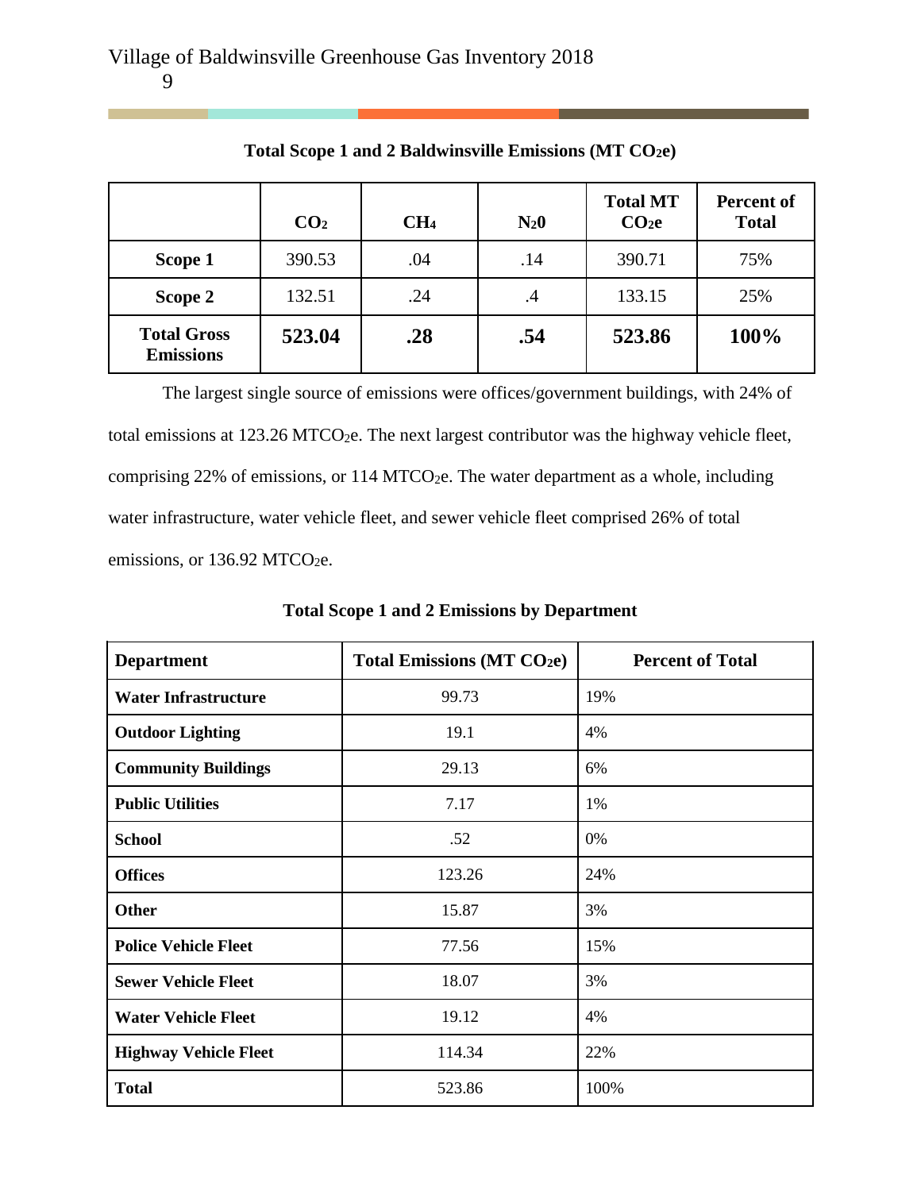**Total Scope 1 and 2 Baldwinsville Emissions (MT $CO_2e$)**

| | $CO_2$ | $CH_4$ | $N_20$ | Total MT $CO_2e$ | Percent of Total |
|---|---|---|---|---|---|
| **Scope 1** | 390.53 | .04 | .14 | 390.71 | 75% |
| **Scope 2** | 132.51 | .24 | .4 | 133.15 | 25% |
| **Total Gross Emissions** | **523.04** | **.28** | **.54** | **523.86** | **100%** |

The largest single source of emissions were offices/government buildings, with 24% of total emissions at 123.26 $MTCO_2e$. The next largest contributor was the highway vehicle fleet, comprising 22% of emissions, or 114 $MTCO_2e$. The water department as a whole, including water infrastructure, water vehicle fleet, and sewer vehicle fleet comprised 26% of total emissions, or 136.92 $MTCO_2e$.

**Total Scope 1 and 2 Emissions by Department**

| Department | Total Emissions (MT $CO_2e$) | Percent of Total |
|---|---|---|
| **Water Infrastructure** | 99.73 | 19% |
| **Outdoor Lighting** | 19.1 | 4% |
| **Community Buildings** | 29.13 | 6% |
| **Public Utilities** | 7.17 | 1% |
| **School** | .52 | 0% |
| **Offices** | 123.26 | 24% |
| **Other** | 15.87 | 3% |
| **Police Vehicle Fleet** | 77.56 | 15% |
| **Sewer Vehicle Fleet** | 18.07 | 3% |
| **Water Vehicle Fleet** | 19.12 | 4% |
| **Highway Vehicle Fleet** | 114.34 | 22% |
| **Total** | 523.86 | 100% |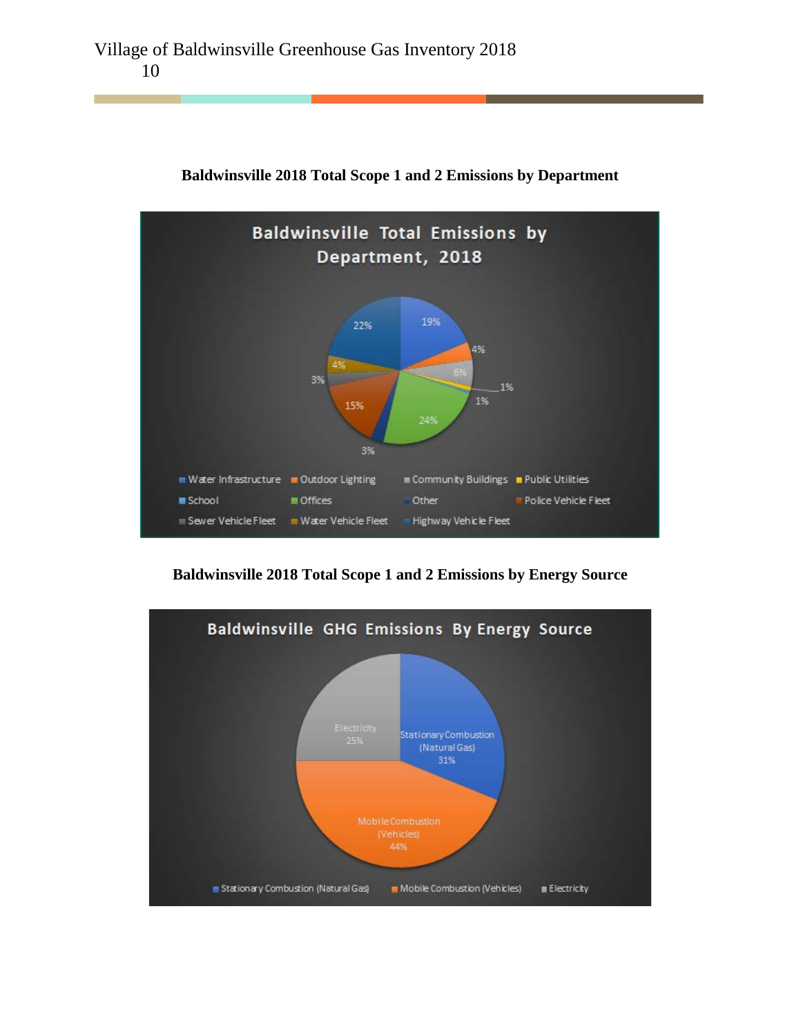**Baldwinsville 2018 Total Scope 1 and 2 Emissions by Department**

**Baldwinsville 2018 Total Scope 1 and 2 Emissions by Energy Source**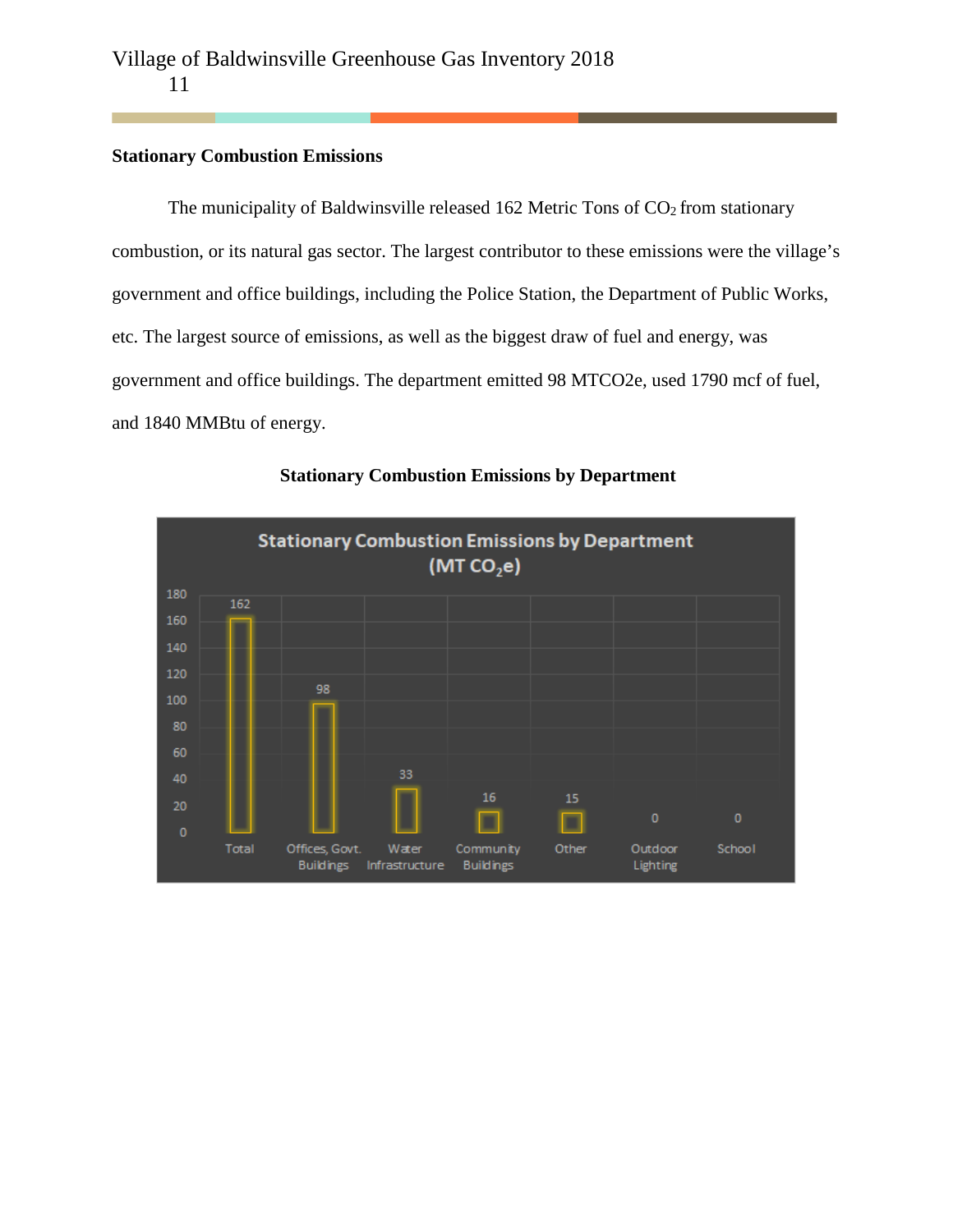**Stationary Combustion Emissions**

The municipality of Baldwinsville released 162 Metric Tons of $CO_2$ from stationary combustion, or its natural gas sector. The largest contributor to these emissions were the village's government and office buildings, including the Police Station, the Department of Public Works, etc. The largest source of emissions, as well as the biggest draw of fuel and energy, was government and office buildings. The department emitted 98 MTCO2e, used 1790 mcf of fuel, and 1840 MMBtu of energy.

**Stationary Combustion Emissions by Department**

Stationary Combustion Emissions by Department ($MT\ CO_2e$)

| Department | MT $CO_2e$ |
|---|---|
| Total | 162 |
| Offices, Govt. Buildings | 98 |
| Water Infrastructure | 33 |
| Community Buildings | 16 |
| Other | 15 |
| Outdoor Lighting | 0 |
| School | 0 |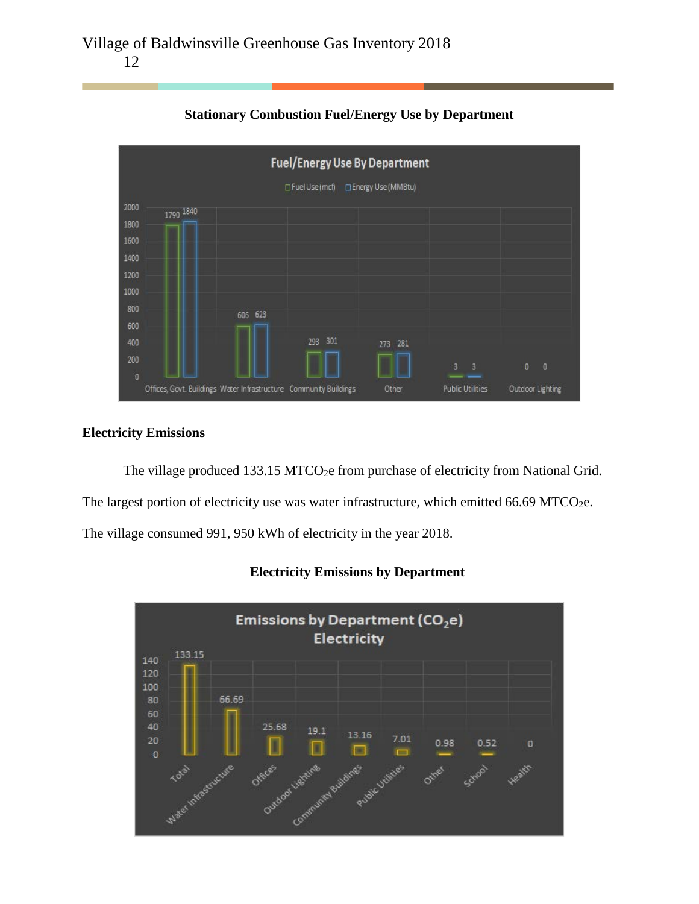**Stationary Combustion Fuel/Energy Use by Department**

**Electricity Emissions**

The village produced 133.15 $MTCO_2e$ from purchase of electricity from National Grid. The largest portion of electricity use was water infrastructure, which emitted 66.69 $MTCO_2e$. The village consumed 991, 950 kWh of electricity in the year 2018.

**Electricity Emissions by Department**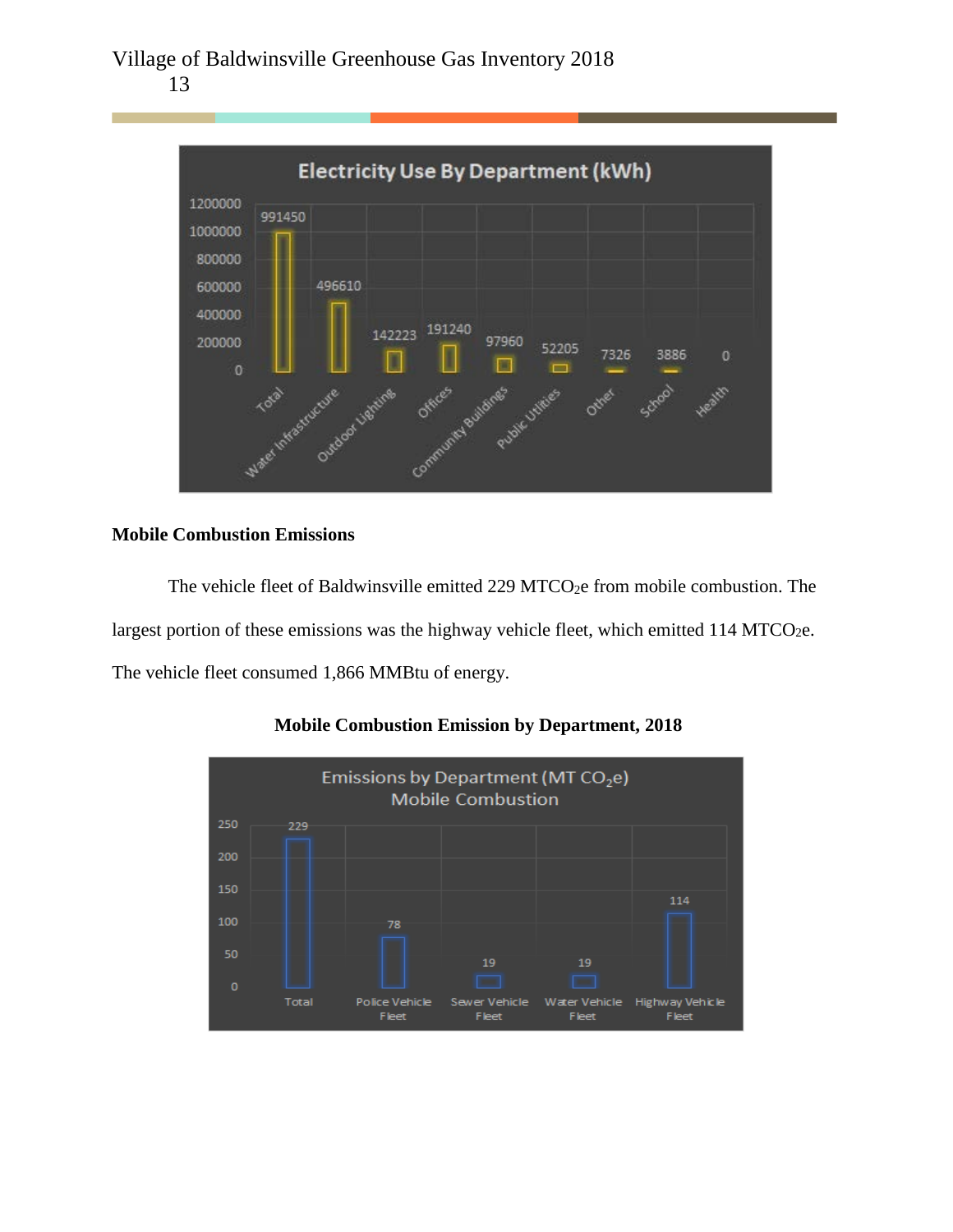**Electricity Use By Department (kWh)**

| Department | kWh |
|---|---|
| Total | 991450 |
| Water Infrastructure | 496610 |
| Outdoor Lighting | 142223 |
| Offices | 191240 |
| Community Buildings | 97960 |
| Public Utilities | 52205 |
| Other | 7326 |
| School | 3886 |
| Health | 0 |

## Mobile Combustion Emissions

The vehicle fleet of Baldwinsville emitted 229 $MTCO_2e$ from mobile combustion. The largest portion of these emissions was the highway vehicle fleet, which emitted 114 $MTCO_2e$. The vehicle fleet consumed 1,866 MMBtu of energy.

**Mobile Combustion Emission by Department, 2018**

**Emissions by Department (MT $CO_2e$) Mobile Combustion**

| Department | MT $CO_2e$ |
|---|---|
| Total | 229 |
| Police Vehicle Fleet | 78 |
| Sewer Vehicle Fleet | 19 |
| Water Vehicle Fleet | 19 |
| Highway Vehicle Fleet | 114 |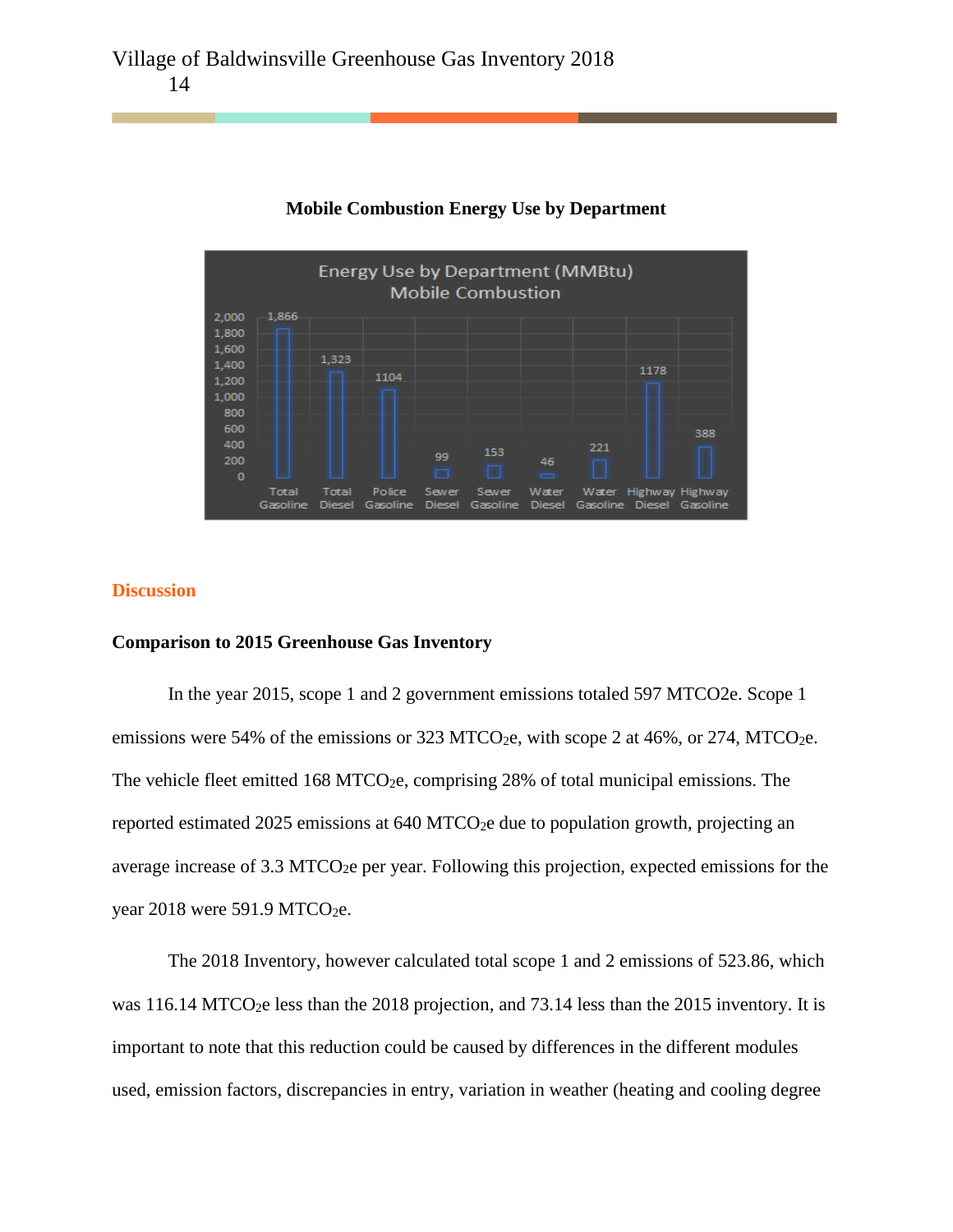**Mobile Combustion Energy Use by Department**

| Category | Energy Use (MMBtu) |
|---|---|
| Total Gasoline | 1,866 |
| Total Diesel | 1,323 |
| Police Gasoline | 1104 |
| Sewer Diesel | 99 |
| Sewer Gasoline | 153 |
| Water Diesel | 46 |
| Water Gasoline | 221 |
| Highway Diesel | 1178 |
| Highway Gasoline | 388 |

Energy Use by Department (MMBtu) Mobile Combustion

## Discussion

### Comparison to 2015 Greenhouse Gas Inventory

In the year 2015, scope 1 and 2 government emissions totaled 597 MTCO2e. Scope 1 emissions were 54% of the emissions or 323 $MTCO_2e$, with scope 2 at 46%, or 274, $MTCO_2e$. The vehicle fleet emitted 168 $MTCO_2e$, comprising 28% of total municipal emissions. The reported estimated 2025 emissions at 640 $MTCO_2e$ due to population growth, projecting an average increase of 3.3 $MTCO_2e$ per year. Following this projection, expected emissions for the year 2018 were 591.9 $MTCO_2e$.

The 2018 Inventory, however calculated total scope 1 and 2 emissions of 523.86, which was 116.14 $MTCO_2e$ less than the 2018 projection, and 73.14 less than the 2015 inventory. It is important to note that this reduction could be caused by differences in the different modules used, emission factors, discrepancies in entry, variation in weather (heating and cooling degree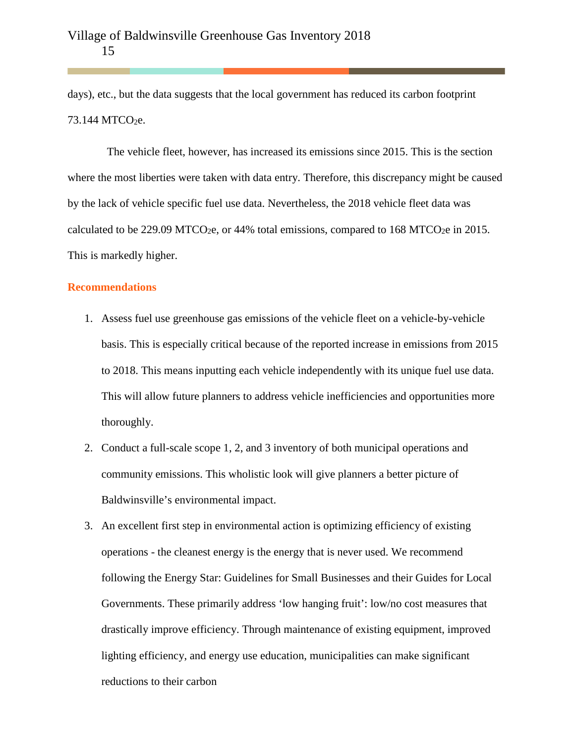days), etc., but the data suggests that the local government has reduced its carbon footprint 73.144 $MTCO_2e$.

The vehicle fleet, however, has increased its emissions since 2015. This is the section where the most liberties were taken with data entry. Therefore, this discrepancy might be caused by the lack of vehicle specific fuel use data. Nevertheless, the 2018 vehicle fleet data was calculated to be 229.09 $MTCO_2e$, or 44% total emissions, compared to 168 $MTCO_2e$ in 2015. This is markedly higher.

## Recommendations

1. Assess fuel use greenhouse gas emissions of the vehicle fleet on a vehicle-by-vehicle basis. This is especially critical because of the reported increase in emissions from 2015 to 2018. This means inputting each vehicle independently with its unique fuel use data. This will allow future planners to address vehicle inefficiencies and opportunities more thoroughly.
2. Conduct a full-scale scope 1, 2, and 3 inventory of both municipal operations and community emissions. This wholistic look will give planners a better picture of Baldwinsville's environmental impact.
3. An excellent first step in environmental action is optimizing efficiency of existing operations - the cleanest energy is the energy that is never used. We recommend following the Energy Star: Guidelines for Small Businesses and their Guides for Local Governments. These primarily address 'low hanging fruit': low/no cost measures that drastically improve efficiency. Through maintenance of existing equipment, improved lighting efficiency, and energy use education, municipalities can make significant reductions to their carbon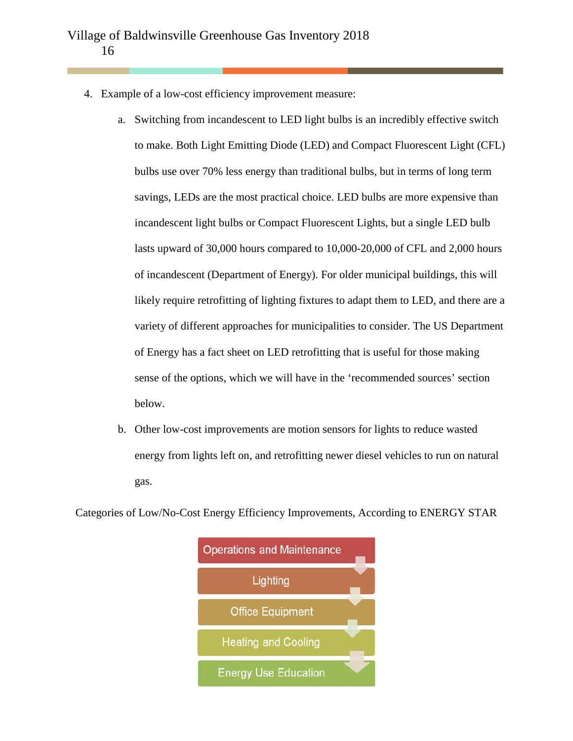4. Example of a low-cost efficiency improvement measure:

    a. Switching from incandescent to LED light bulbs is an incredibly effective switch to make. Both Light Emitting Diode (LED) and Compact Fluorescent Light (CFL) bulbs use over 70% less energy than traditional bulbs, but in terms of long term savings, LEDs are the most practical choice. LED bulbs are more expensive than incandescent light bulbs or Compact Fluorescent Lights, but a single LED bulb lasts upward of 30,000 hours compared to 10,000-20,000 of CFL and 2,000 hours of incandescent (Department of Energy). For older municipal buildings, this will likely require retrofitting of lighting fixtures to adapt them to LED, and there are a variety of different approaches for municipalities to consider. The US Department of Energy has a fact sheet on LED retrofitting that is useful for those making sense of the options, which we will have in the 'recommended sources' section below.

    b. Other low-cost improvements are motion sensors for lights to reduce wasted energy from lights left on, and retrofitting newer diesel vehicles to run on natural gas.

Categories of Low/No-Cost Energy Efficiency Improvements, According to ENERGY STAR

- Operations and Maintenance
- Lighting
- Office Equipment
- Heating and Cooling
- Energy Use Education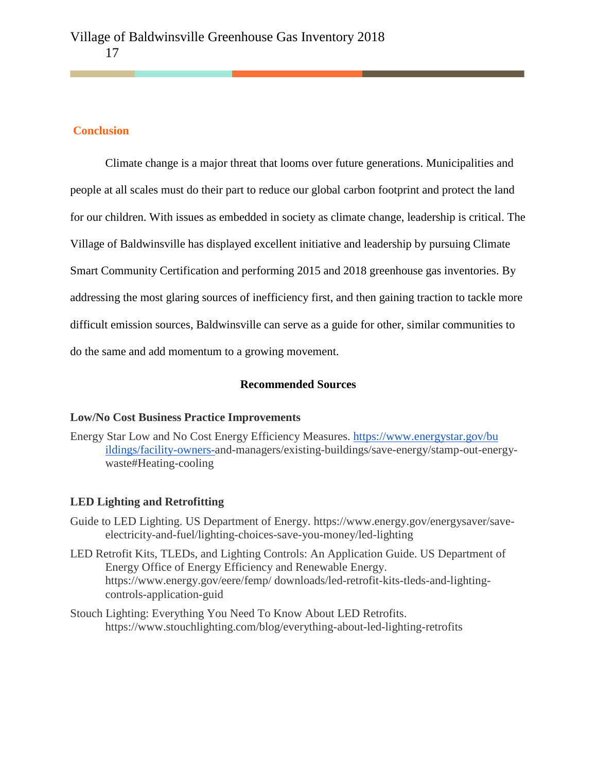## Conclusion

Climate change is a major threat that looms over future generations. Municipalities and people at all scales must do their part to reduce our global carbon footprint and protect the land for our children. With issues as embedded in society as climate change, leadership is critical. The Village of Baldwinsville has displayed excellent initiative and leadership by pursuing Climate Smart Community Certification and performing 2015 and 2018 greenhouse gas inventories. By addressing the most glaring sources of inefficiency first, and then gaining traction to tackle more difficult emission sources, Baldwinsville can serve as a guide for other, similar communities to do the same and add momentum to a growing movement.

## Recommended Sources

### Low/No Cost Business Practice Improvements

Energy Star Low and No Cost Energy Efficiency Measures. https://www.energystar.gov/buildings/facility-owners-and-managers/existing-buildings/save-energy/stamp-out-energy-waste#Heating-cooling

### LED Lighting and Retrofitting

Guide to LED Lighting. US Department of Energy. https://www.energy.gov/energysaver/save-electricity-and-fuel/lighting-choices-save-you-money/led-lighting

LED Retrofit Kits, TLEDs, and Lighting Controls: An Application Guide. US Department of Energy Office of Energy Efficiency and Renewable Energy. https://www.energy.gov/eere/femp/ downloads/led-retrofit-kits-tleds-and-lighting-controls-application-guid

Stouch Lighting: Everything You Need To Know About LED Retrofits. https://www.stouchlighting.com/blog/everything-about-led-lighting-retrofits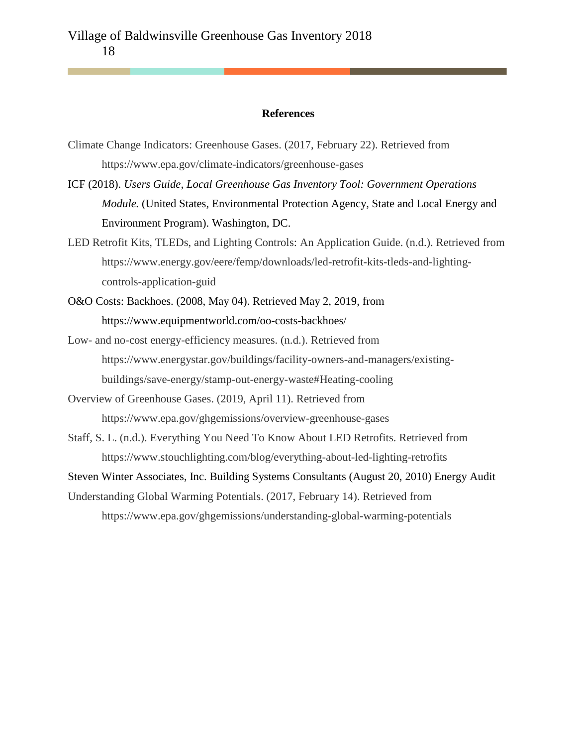## References

Climate Change Indicators: Greenhouse Gases. (2017, February 22). Retrieved from https://www.epa.gov/climate-indicators/greenhouse-gases

ICF (2018). *Users Guide, Local Greenhouse Gas Inventory Tool: Government Operations Module.* (United States, Environmental Protection Agency, State and Local Energy and Environment Program). Washington, DC.

LED Retrofit Kits, TLEDs, and Lighting Controls: An Application Guide. (n.d.). Retrieved from https://www.energy.gov/eere/femp/downloads/led-retrofit-kits-tleds-and-lighting-controls-application-guid

O&O Costs: Backhoes. (2008, May 04). Retrieved May 2, 2019, from https://www.equipmentworld.com/oo-costs-backhoes/

Low- and no-cost energy-efficiency measures. (n.d.). Retrieved from https://www.energystar.gov/buildings/facility-owners-and-managers/existing-buildings/save-energy/stamp-out-energy-waste#Heating-cooling

Overview of Greenhouse Gases. (2019, April 11). Retrieved from https://www.epa.gov/ghgemissions/overview-greenhouse-gases

Staff, S. L. (n.d.). Everything You Need To Know About LED Retrofits. Retrieved from https://www.stouchlighting.com/blog/everything-about-led-lighting-retrofits

Steven Winter Associates, Inc. Building Systems Consultants (August 20, 2010) Energy Audit

Understanding Global Warming Potentials. (2017, February 14). Retrieved from https://www.epa.gov/ghgemissions/understanding-global-warming-potentials